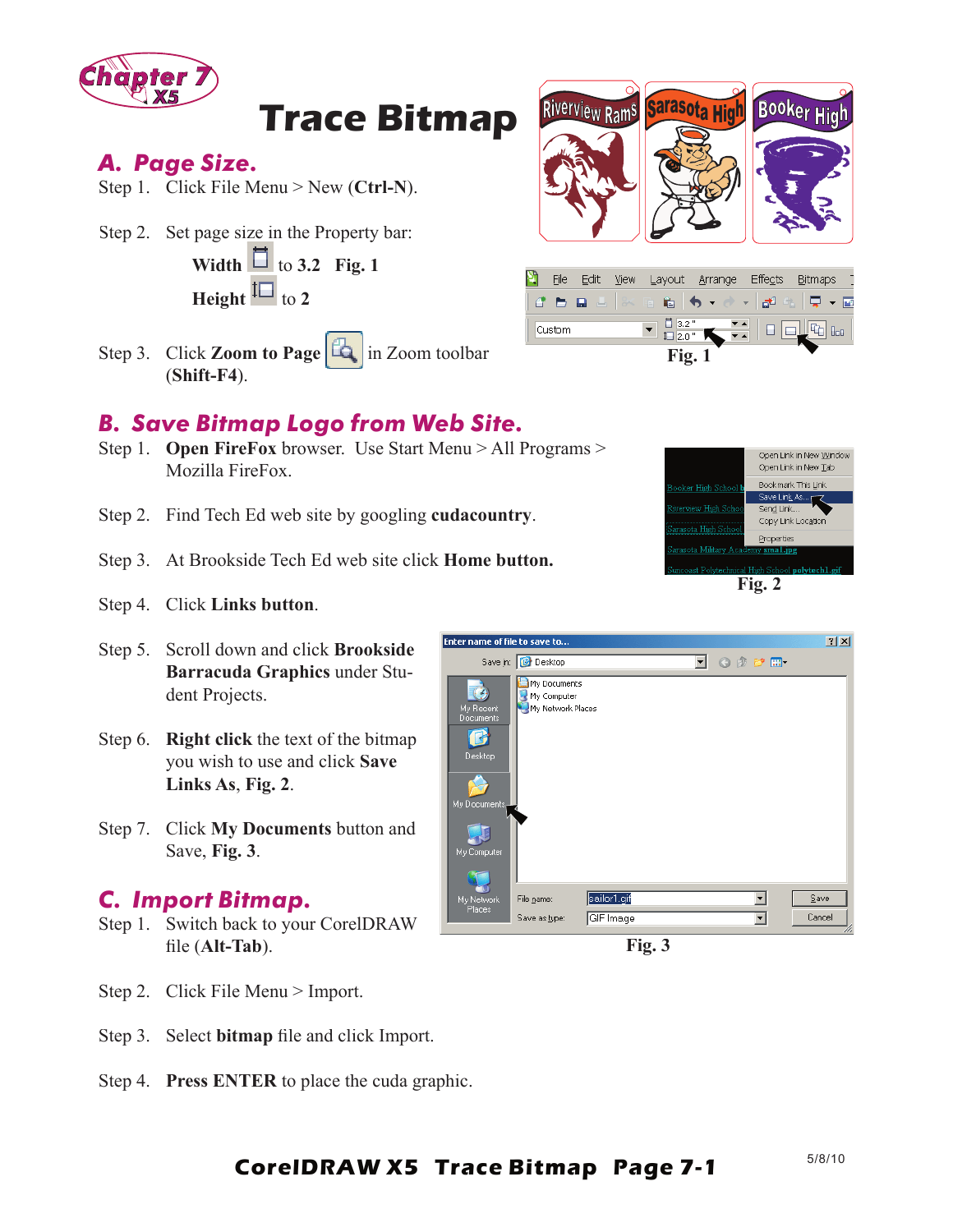# Trace Bitmap

## A. Page Size.

Step 1. Click File Menu > New (**Ctrl-N**).

Step 2. Set page size in the Property bar:

**Width** to **3.2** **Fig. 1**

**Height** to **2**

Step 3. Click **Zoom to Page** in Zoom toolbar (**Shift-F4**).

**Fig. 1**

## B. Save Bitmap Logo from Web Site.

Step 1. **Open FireFox** browser. Use Start Menu > All Programs > Mozilla FireFox.

Step 2. Find Tech Ed web site by googling **cudacountry**.

Step 3. At Brookside Tech Ed web site click **Home button.**

Step 4. Click **Links button**.

Step 5. Scroll down and click **Brookside Barracuda Graphics** under Student Projects.

Step 6. **Right click** the text of the bitmap you wish to use and click **Save Links As**, **Fig. 2**.

Step 7. Click **My Documents** button and Save, **Fig. 3**.

**Fig. 2**

**Fig. 3**

## C. Import Bitmap.

Step 1. Switch back to your CorelDRAW file (**Alt-Tab**).

Step 2. Click File Menu > Import.

Step 3. Select **bitmap** file and click Import.

Step 4. **Press ENTER** to place the cuda graphic.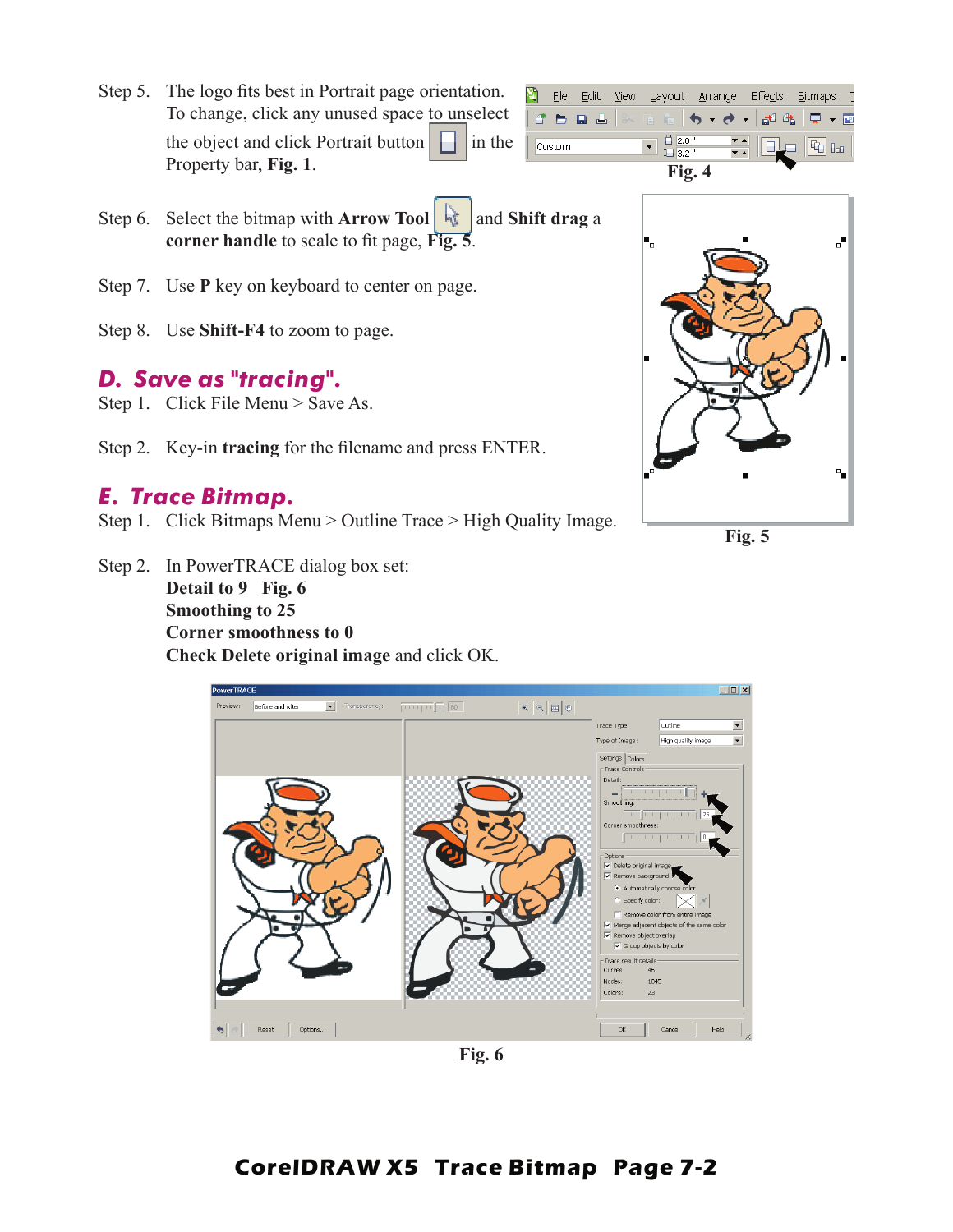Step 5. The logo fits best in Portrait page orientation. To change, click any unused space to unselect the object and click Portrait button in the Property bar, **Fig. 1**.

Fig. 4

Step 6. Select the bitmap with **Arrow Tool** and **Shift drag** a **corner handle** to scale to fit page, **Fig. 5**.

Step 7. Use **P** key on keyboard to center on page.

Step 8. Use **Shift-F4** to zoom to page.

Fig. 5

## D. Save as "tracing".

Step 1. Click File Menu > Save As.

Step 2. Key-in **tracing** for the filename and press ENTER.

## E. Trace Bitmap.

Step 1. Click Bitmaps Menu > Outline Trace > High Quality Image.

Step 2. In PowerTRACE dialog box set:
**Detail to 9 Fig. 6**
**Smoothing to 25**
**Corner smoothness to 0**
**Check Delete original image** and click OK.

Fig. 6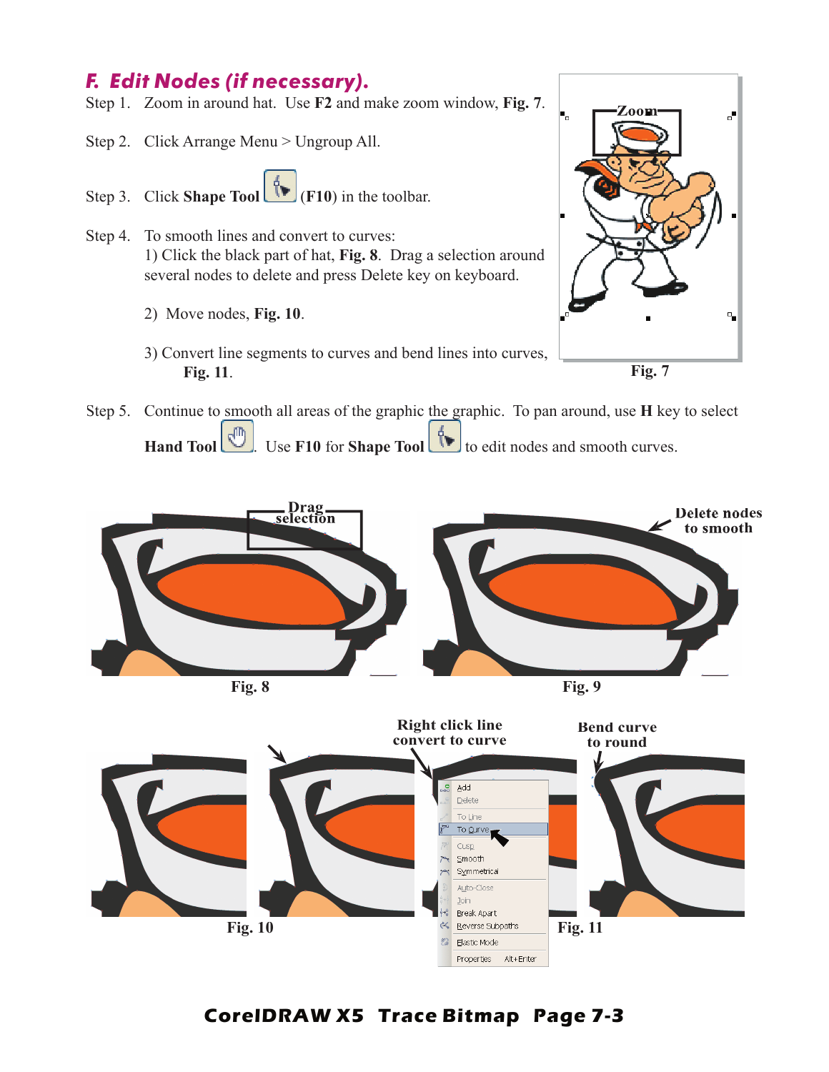## F. Edit Nodes (if necessary).

Step 1. Zoom in around hat. Use **F2** and make zoom window, **Fig. 7**.

Step 2. Click Arrange Menu > Ungroup All.

Step 3. Click **Shape Tool** (**F10**) in the toolbar.

Step 4. To smooth lines and convert to curves:

1) Click the black part of hat, **Fig. 8**. Drag a selection around several nodes to delete and press Delete key on keyboard.

2) Move nodes, **Fig. 10**.

3) Convert line segments to curves and bend lines into curves, **Fig. 11**.

Zoom

**Fig. 7**

Step 5. Continue to smooth all areas of the graphic the graphic. To pan around, use **H** key to select **Hand Tool**. Use **F10** for **Shape Tool** to edit nodes and smooth curves.

Drag selection

**Fig. 8**

Delete nodes to smooth

**Fig. 9**

Right click line convert to curve

Bend curve to round

**Fig. 10**

**Fig. 11**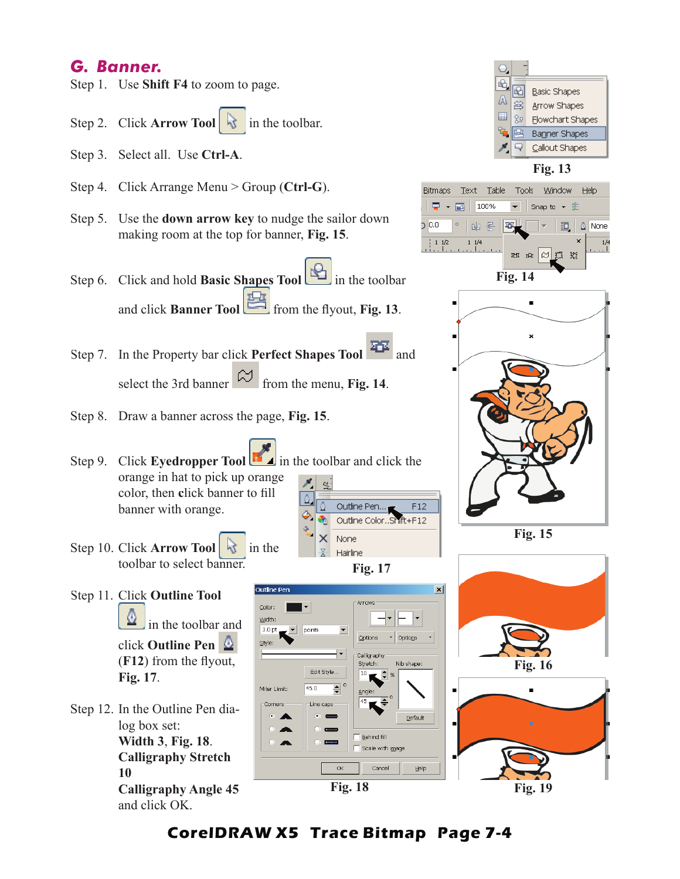## G. Banner.

Step 1. Use **Shift F4** to zoom to page.

Step 2. Click **Arrow Tool** in the toolbar.

Step 3. Select all. Use **Ctrl-A**.

Step 4. Click Arrange Menu > Group (**Ctrl-G**).

Step 5. Use the **down arrow key** to nudge the sailor down making room at the top for banner, **Fig. 15**.

Step 6. Click and hold **Basic Shapes Tool** in the toolbar and click **Banner Tool** from the flyout, **Fig. 13**.

Step 7. In the Property bar click **Perfect Shapes Tool** and select the 3rd banner from the menu, **Fig. 14**.

Step 8. Draw a banner across the page, **Fig. 15**.

Step 9. Click **Eyedropper Tool** in the toolbar and click the orange in hat to pick up orange color, then click banner to fill banner with orange.

Step 10. Click **Arrow Tool** in the toolbar to select banner.

Step 11. Click **Outline Tool** in the toolbar and click **Outline Pen** (**F12**) from the flyout, **Fig. 17**.

Step 12. In the Outline Pen dialog box set:
**Width 3**, **Fig. 18**.
**Calligraphy Stretch 10**
**Calligraphy Angle 45**
and click OK.

Fig. 13

Fig. 14

Fig. 15

Fig. 16

Fig. 17

Fig. 18

Fig. 19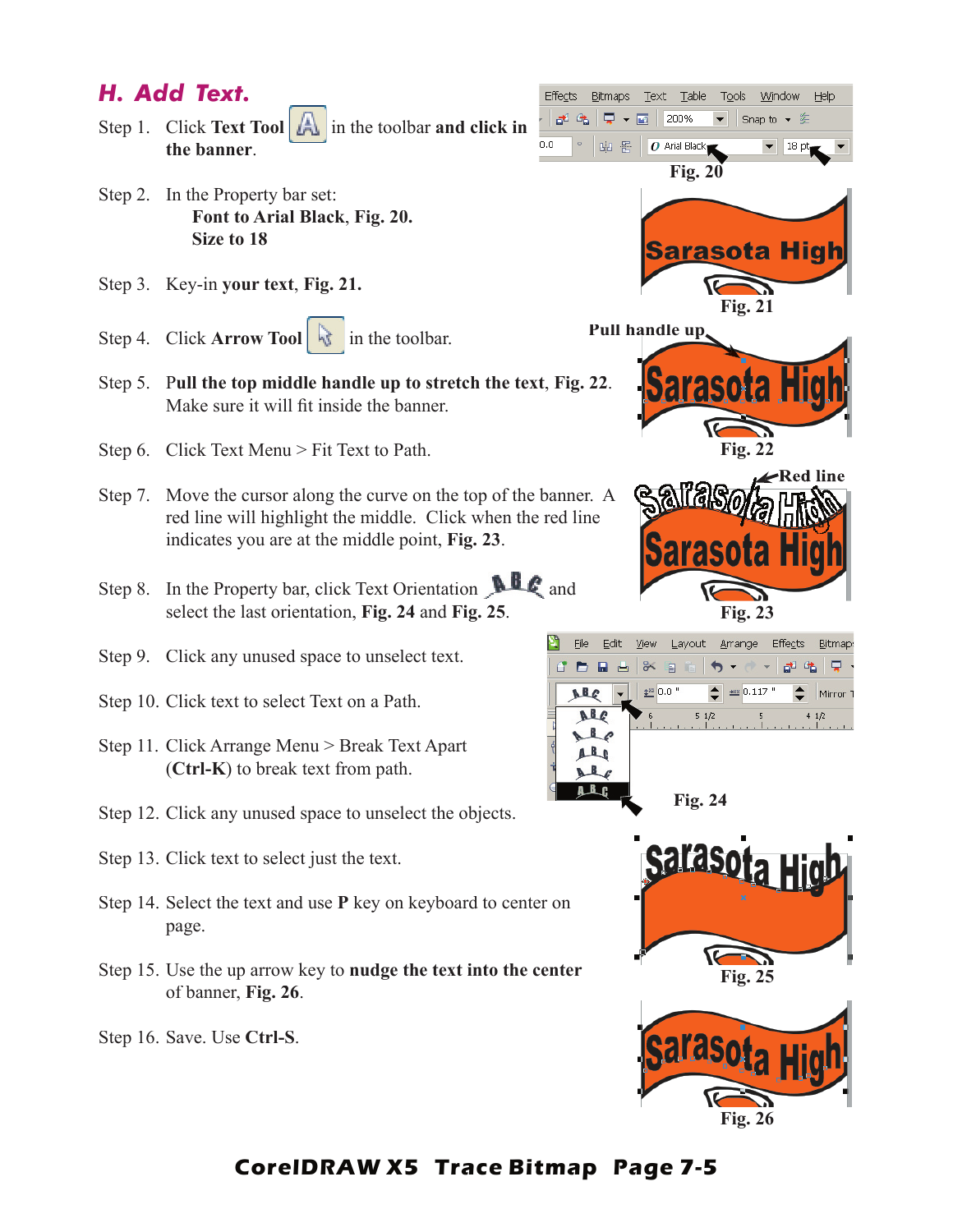## H. Add Text.

Step 1. Click **Text Tool** in the toolbar **and click in the banner**.

Step 2. In the Property bar set:
**Font to Arial Black**, **Fig. 20.**
**Size to 18**

Step 3. Key-in **your text**, **Fig. 21.**

Step 4. Click **Arrow Tool** in the toolbar.

Step 5. **Pull the top middle handle up to stretch the text**, **Fig. 22**. Make sure it will fit inside the banner.

Step 6. Click Text Menu > Fit Text to Path.

Step 7. Move the cursor along the curve on the top of the banner. A red line will highlight the middle. Click when the red line indicates you are at the middle point, **Fig. 23**.

Step 8. In the Property bar, click Text Orientation and select the last orientation, **Fig. 24** and **Fig. 25**.

Step 9. Click any unused space to unselect text.

Step 10. Click text to select Text on a Path.

Step 11. Click Arrange Menu > Break Text Apart (**Ctrl-K**) to break text from path.

Step 12. Click any unused space to unselect the objects.

Step 13. Click text to select just the text.

Step 14. Select the text and use **P** key on keyboard to center on page.

Step 15. Use the up arrow key to **nudge the text into the center** of banner, **Fig. 26**.

Step 16. Save. Use **Ctrl-S**.

**Fig. 20**

**Fig. 21**

**Pull handle up**

**Fig. 22**

**Red line**

**Fig. 23**

**Fig. 24**

**Fig. 25**

**Fig. 26**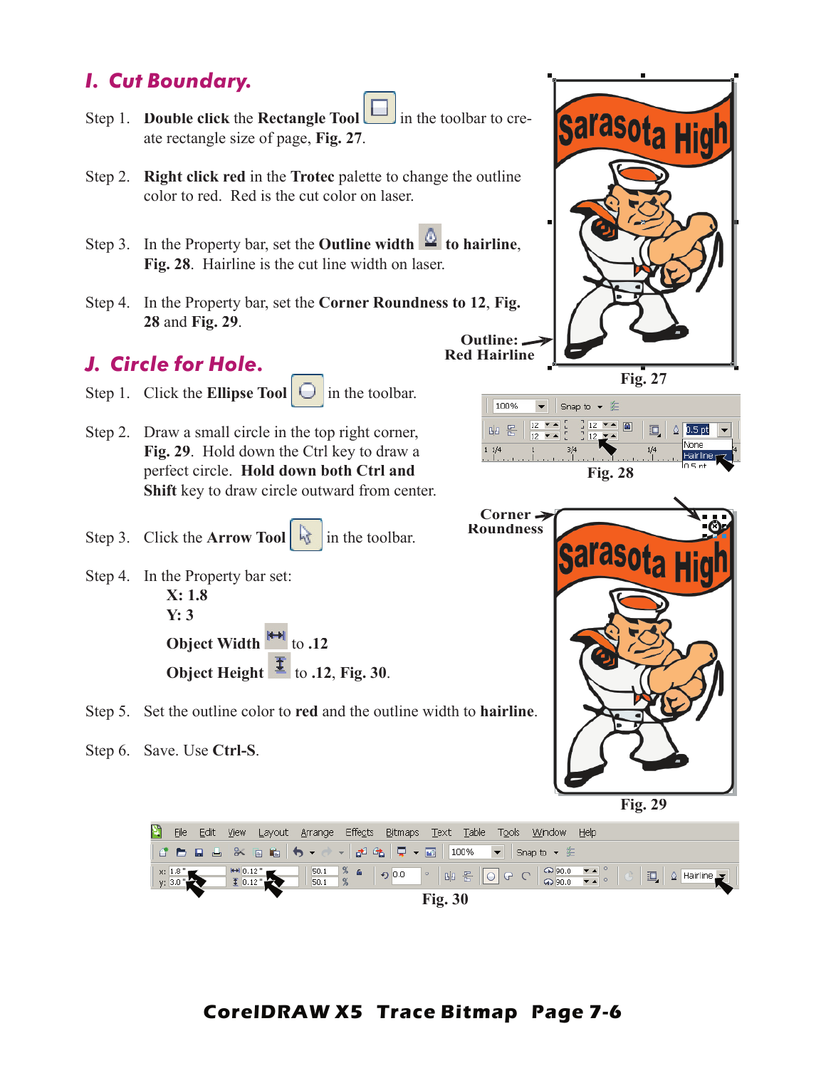## I. Cut Boundary.

Step 1. **Double click** the **Rectangle Tool** in the toolbar to create rectangle size of page, **Fig. 27**.

Step 2. **Right click red** in the **Trotec** palette to change the outline color to red. Red is the cut color on laser.

Step 3. In the Property bar, set the **Outline width** **to hairline**, **Fig. 28**. Hairline is the cut line width on laser.

Step 4. In the Property bar, set the **Corner Roundness to 12**, **Fig. 28** and **Fig. 29**.

Outline: Red Hairline

Fig. 27

Fig. 28

## J. Circle for Hole.

Step 1. Click the **Ellipse Tool** in the toolbar.

Step 2. Draw a small circle in the top right corner, **Fig. 29**. Hold down the Ctrl key to draw a perfect circle. **Hold down both Ctrl and Shift** key to draw circle outward from center.

Step 3. Click the **Arrow Tool** in the toolbar.

Step 4. In the Property bar set:
- **X: 1.8**
- **Y: 3**
- **Object Width** to **.12**
- **Object Height** to **.12**, **Fig. 30**.

Step 5. Set the outline color to **red** and the outline width to **hairline**.

Step 6. Save. Use **Ctrl-S**.

Corner Roundness

Fig. 29

Fig. 30